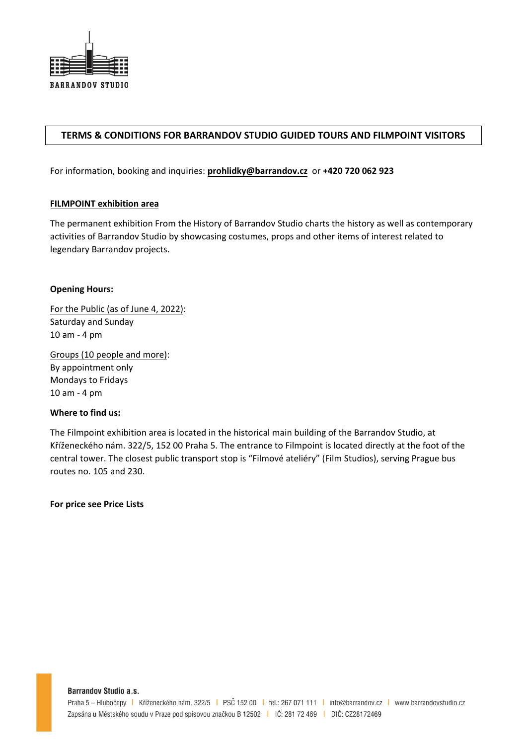BARRANDOV STUDIO

# TERMS & CONDITIONS FOR BARRANDOV STUDIO GUIDED TOURS AND FILMPOINT VISITORS

For information, booking and inquiries: **prohlidky@barrandov.cz** or **+420 720 062 923**

## FILMPOINT exhibition area

The permanent exhibition From the History of Barrandov Studio charts the history as well as contemporary activities of Barrandov Studio by showcasing costumes, props and other items of interest related to legendary Barrandov projects.

**Opening Hours:**

For the Public (as of June 4, 2022):
Saturday and Sunday
10 am - 4 pm

Groups (10 people and more):
By appointment only
Mondays to Fridays
10 am - 4 pm

**Where to find us:**

The Filmpoint exhibition area is located in the historical main building of the Barrandov Studio, at Kříženeckého nám. 322/5, 152 00 Praha 5. The entrance to Filmpoint is located directly at the foot of the central tower. The closest public transport stop is "Filmové ateliéry" (Film Studios), serving Prague bus routes no. 105 and 230.

**For price see Price Lists**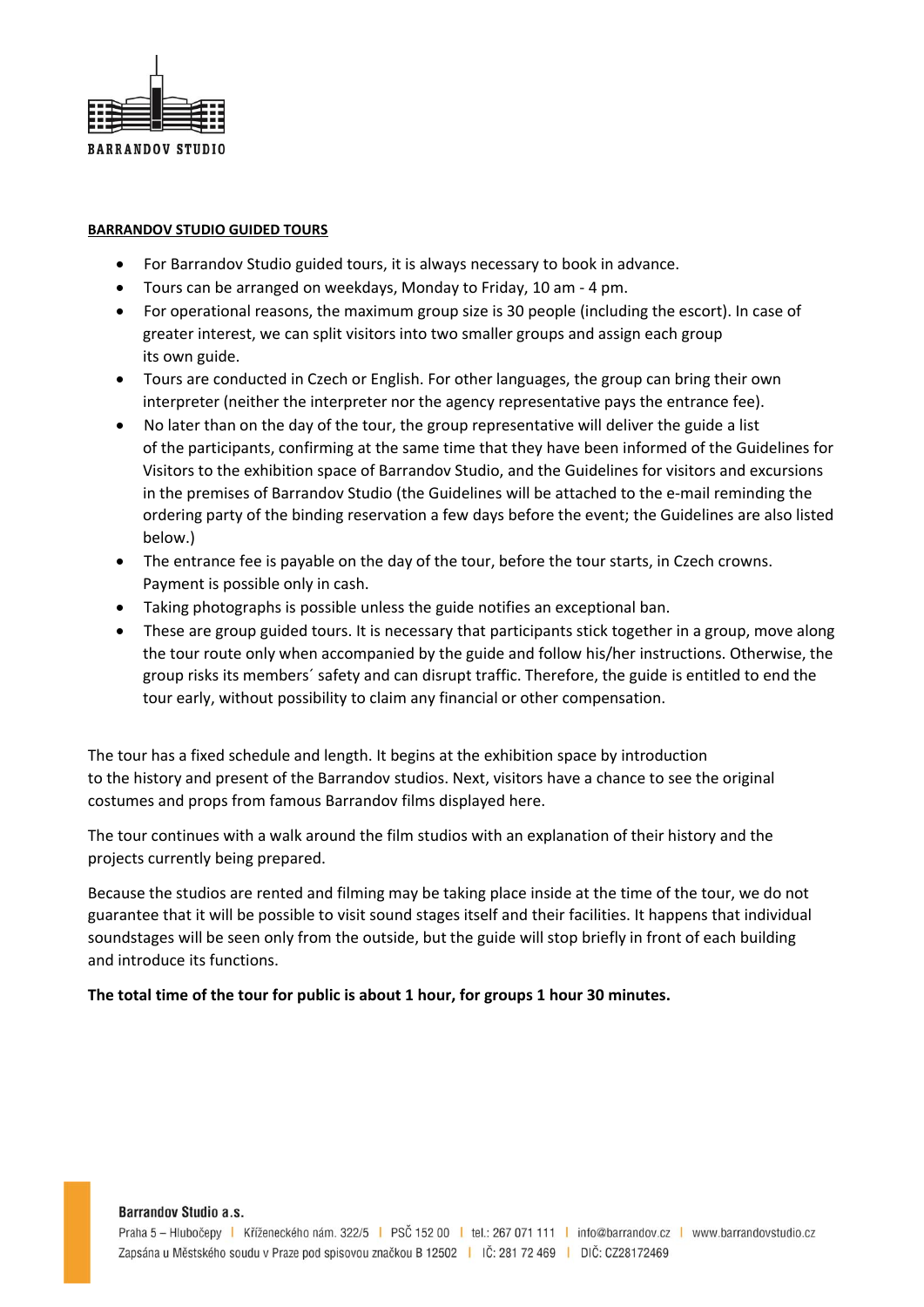**BARRANDOV STUDIO GUIDED TOURS**

- For Barrandov Studio guided tours, it is always necessary to book in advance.
- Tours can be arranged on weekdays, Monday to Friday, 10 am - 4 pm.
- For operational reasons, the maximum group size is 30 people (including the escort). In case of greater interest, we can split visitors into two smaller groups and assign each group its own guide.
- Tours are conducted in Czech or English. For other languages, the group can bring their own interpreter (neither the interpreter nor the agency representative pays the entrance fee).
- No later than on the day of the tour, the group representative will deliver the guide a list of the participants, confirming at the same time that they have been informed of the Guidelines for Visitors to the exhibition space of Barrandov Studio, and the Guidelines for visitors and excursions in the premises of Barrandov Studio (the Guidelines will be attached to the e-mail reminding the ordering party of the binding reservation a few days before the event; the Guidelines are also listed below.)
- The entrance fee is payable on the day of the tour, before the tour starts, in Czech crowns. Payment is possible only in cash.
- Taking photographs is possible unless the guide notifies an exceptional ban.
- These are group guided tours. It is necessary that participants stick together in a group, move along the tour route only when accompanied by the guide and follow his/her instructions. Otherwise, the group risks its members´ safety and can disrupt traffic. Therefore, the guide is entitled to end the tour early, without possibility to claim any financial or other compensation.

The tour has a fixed schedule and length. It begins at the exhibition space by introduction to the history and present of the Barrandov studios. Next, visitors have a chance to see the original costumes and props from famous Barrandov films displayed here.

The tour continues with a walk around the film studios with an explanation of their history and the projects currently being prepared.

Because the studios are rented and filming may be taking place inside at the time of the tour, we do not guarantee that it will be possible to visit sound stages itself and their facilities. It happens that individual soundstages will be seen only from the outside, but the guide will stop briefly in front of each building and introduce its functions.

**The total time of the tour for public is about 1 hour, for groups 1 hour 30 minutes.**